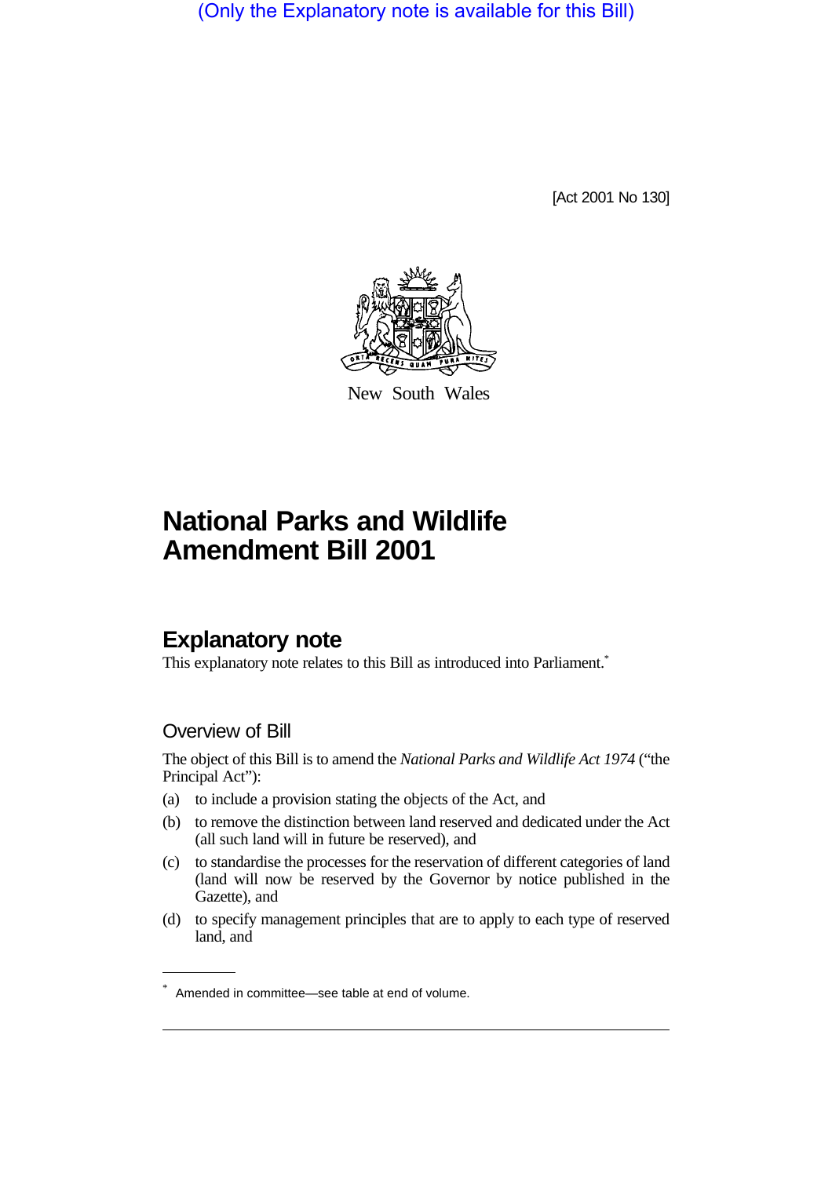(Only the Explanatory note is available for this Bill)

[Act 2001 No 130]

New South Wales

# National Parks and Wildlife Amendment Bill 2001

## Explanatory note

This explanatory note relates to this Bill as introduced into Parliament.*

### Overview of Bill

The object of this Bill is to amend the *National Parks and Wildlife Act 1974* ("the Principal Act"):

(a) to include a provision stating the objects of the Act, and

(b) to remove the distinction between land reserved and dedicated under the Act (all such land will in future be reserved), and

(c) to standardise the processes for the reservation of different categories of land (land will now be reserved by the Governor by notice published in the Gazette), and

(d) to specify management principles that are to apply to each type of reserved land, and

\* Amended in committee—see table at end of volume.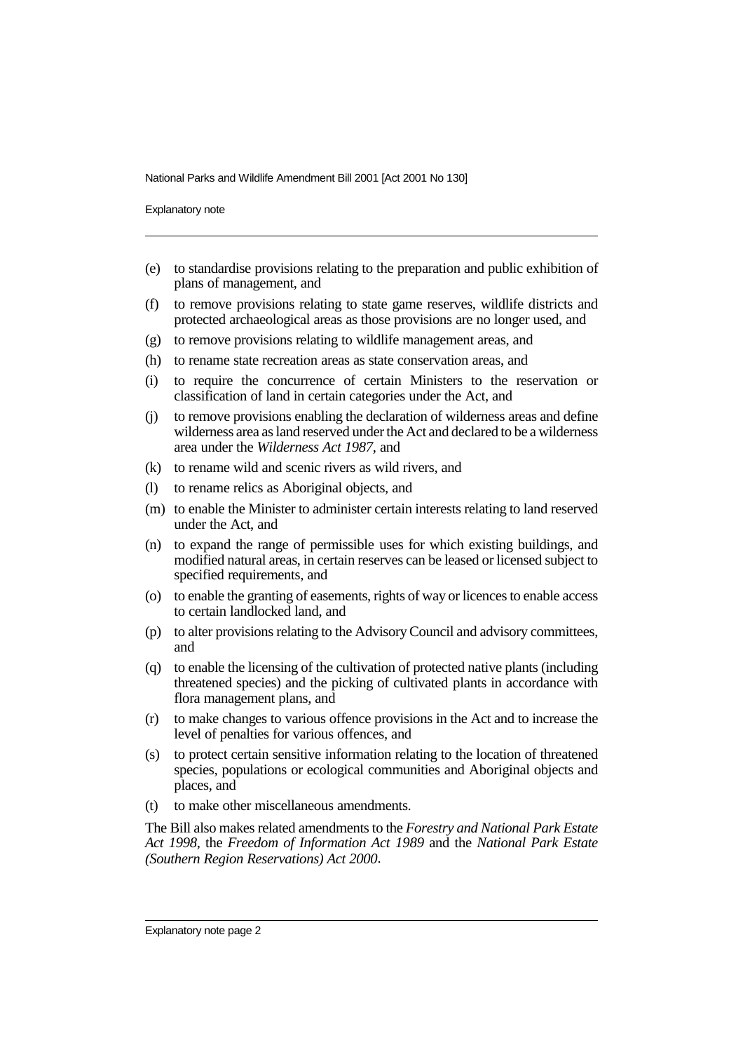(e) to standardise provisions relating to the preparation and public exhibition of plans of management, and

(f) to remove provisions relating to state game reserves, wildlife districts and protected archaeological areas as those provisions are no longer used, and

(g) to remove provisions relating to wildlife management areas, and

(h) to rename state recreation areas as state conservation areas, and

(i) to require the concurrence of certain Ministers to the reservation or classification of land in certain categories under the Act, and

(j) to remove provisions enabling the declaration of wilderness areas and define wilderness area as land reserved under the Act and declared to be a wilderness area under the *Wilderness Act 1987*, and

(k) to rename wild and scenic rivers as wild rivers, and

(l) to rename relics as Aboriginal objects, and

(m) to enable the Minister to administer certain interests relating to land reserved under the Act, and

(n) to expand the range of permissible uses for which existing buildings, and modified natural areas, in certain reserves can be leased or licensed subject to specified requirements, and

(o) to enable the granting of easements, rights of way or licences to enable access to certain landlocked land, and

(p) to alter provisions relating to the Advisory Council and advisory committees, and

(q) to enable the licensing of the cultivation of protected native plants (including threatened species) and the picking of cultivated plants in accordance with flora management plans, and

(r) to make changes to various offence provisions in the Act and to increase the level of penalties for various offences, and

(s) to protect certain sensitive information relating to the location of threatened species, populations or ecological communities and Aboriginal objects and places, and

(t) to make other miscellaneous amendments.

The Bill also makes related amendments to the *Forestry and National Park Estate Act 1998*, the *Freedom of Information Act 1989* and the *National Park Estate (Southern Region Reservations) Act 2000*.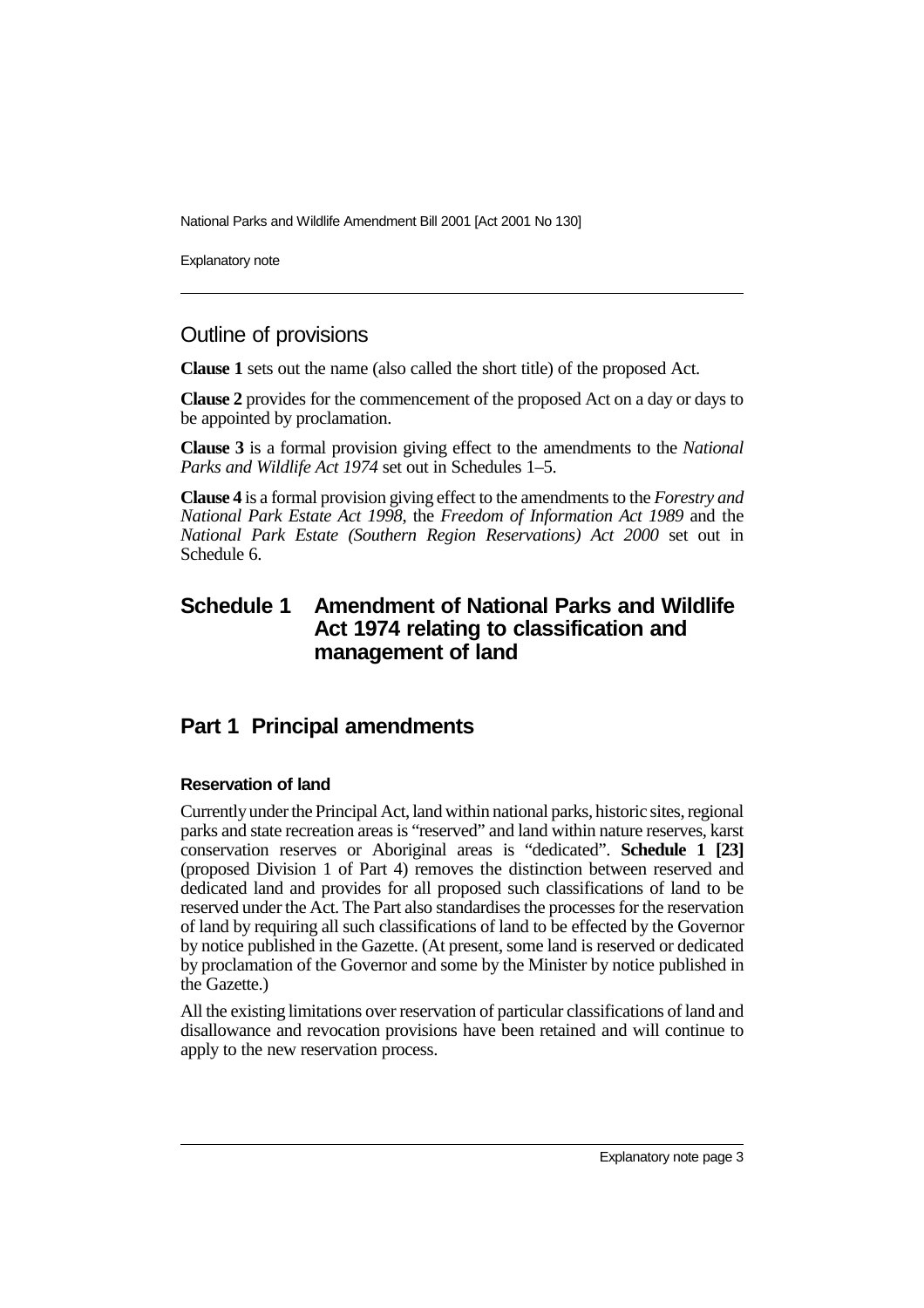## Outline of provisions

**Clause 1** sets out the name (also called the short title) of the proposed Act.

**Clause 2** provides for the commencement of the proposed Act on a day or days to be appointed by proclamation.

**Clause 3** is a formal provision giving effect to the amendments to the *National Parks and Wildlife Act 1974* set out in Schedules 1–5.

**Clause 4** is a formal provision giving effect to the amendments to the *Forestry and National Park Estate Act 1998*, the *Freedom of Information Act 1989* and the *National Park Estate (Southern Region Reservations) Act 2000* set out in Schedule 6.

## Schedule 1 Amendment of National Parks and Wildlife Act 1974 relating to classification and management of land

## Part 1 Principal amendments

#### Reservation of land

Currently under the Principal Act, land within national parks, historic sites, regional parks and state recreation areas is "reserved" and land within nature reserves, karst conservation reserves or Aboriginal areas is "dedicated". **Schedule 1 [23]** (proposed Division 1 of Part 4) removes the distinction between reserved and dedicated land and provides for all proposed such classifications of land to be reserved under the Act. The Part also standardises the processes for the reservation of land by requiring all such classifications of land to be effected by the Governor by notice published in the Gazette. (At present, some land is reserved or dedicated by proclamation of the Governor and some by the Minister by notice published in the Gazette.)

All the existing limitations over reservation of particular classifications of land and disallowance and revocation provisions have been retained and will continue to apply to the new reservation process.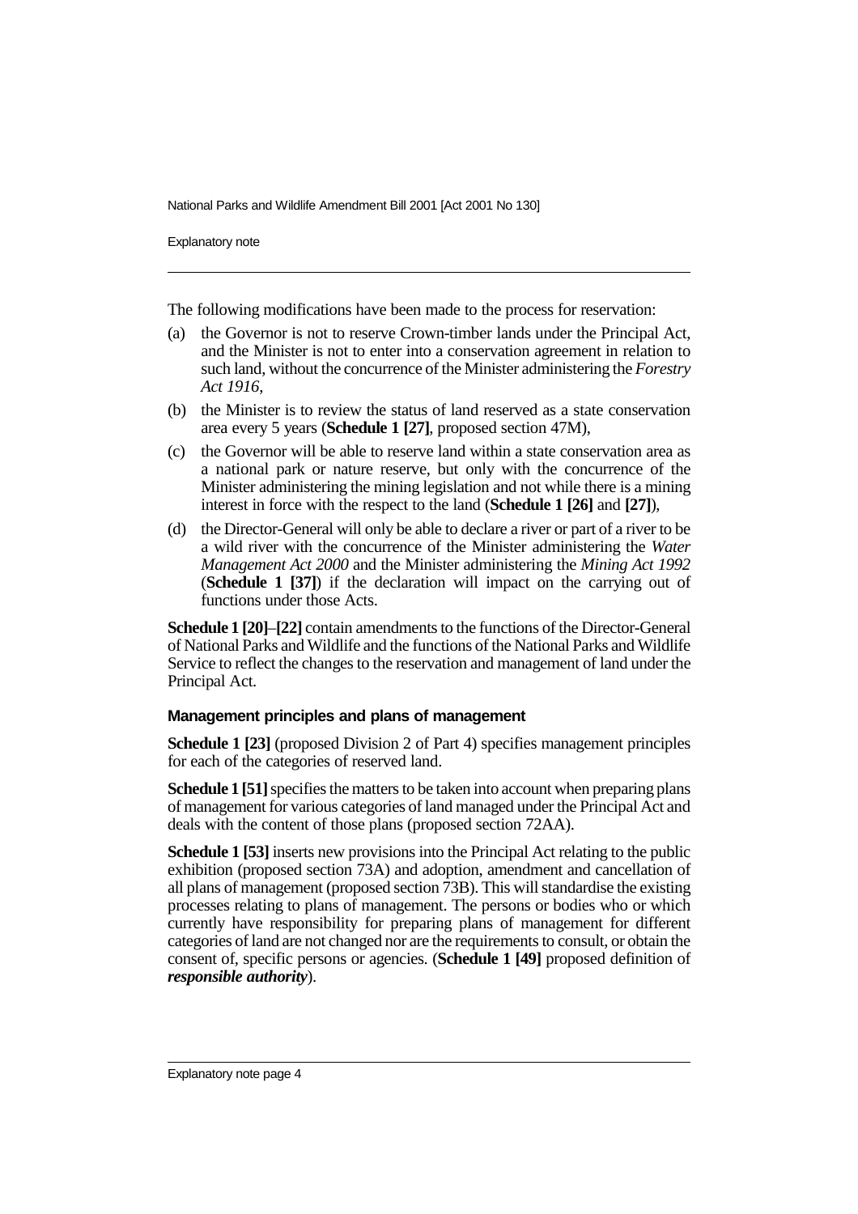The following modifications have been made to the process for reservation:

(a) the Governor is not to reserve Crown-timber lands under the Principal Act, and the Minister is not to enter into a conservation agreement in relation to such land, without the concurrence of the Minister administering the *Forestry Act 1916*,

(b) the Minister is to review the status of land reserved as a state conservation area every 5 years (**Schedule 1 [27]**, proposed section 47M),

(c) the Governor will be able to reserve land within a state conservation area as a national park or nature reserve, but only with the concurrence of the Minister administering the mining legislation and not while there is a mining interest in force with the respect to the land (**Schedule 1 [26]** and **[27]**),

(d) the Director-General will only be able to declare a river or part of a river to be a wild river with the concurrence of the Minister administering the *Water Management Act 2000* and the Minister administering the *Mining Act 1992* (**Schedule 1 [37]**) if the declaration will impact on the carrying out of functions under those Acts.

**Schedule 1 [20]**–**[22]** contain amendments to the functions of the Director-General of National Parks and Wildlife and the functions of the National Parks and Wildlife Service to reflect the changes to the reservation and management of land under the Principal Act.

### Management principles and plans of management

**Schedule 1 [23]** (proposed Division 2 of Part 4) specifies management principles for each of the categories of reserved land.

**Schedule 1 [51]** specifies the matters to be taken into account when preparing plans of management for various categories of land managed under the Principal Act and deals with the content of those plans (proposed section 72AA).

**Schedule 1 [53]** inserts new provisions into the Principal Act relating to the public exhibition (proposed section 73A) and adoption, amendment and cancellation of all plans of management (proposed section 73B). This will standardise the existing processes relating to plans of management. The persons or bodies who or which currently have responsibility for preparing plans of management for different categories of land are not changed nor are the requirements to consult, or obtain the consent of, specific persons or agencies. (**Schedule 1 [49]** proposed definition of ***responsible authority***).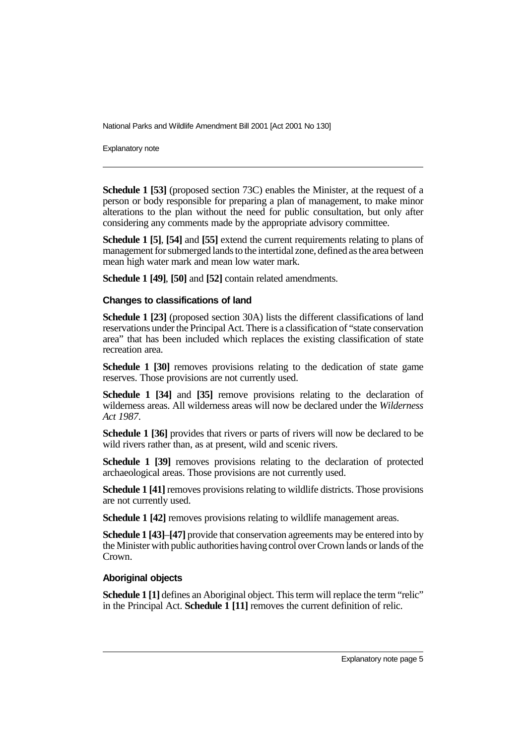**Schedule 1 [53]** (proposed section 73C) enables the Minister, at the request of a person or body responsible for preparing a plan of management, to make minor alterations to the plan without the need for public consultation, but only after considering any comments made by the appropriate advisory committee.

**Schedule 1 [5]**, **[54]** and **[55]** extend the current requirements relating to plans of management for submerged lands to the intertidal zone, defined as the area between mean high water mark and mean low water mark.

**Schedule 1 [49]**, **[50]** and **[52]** contain related amendments.

#### Changes to classifications of land

**Schedule 1 [23]** (proposed section 30A) lists the different classifications of land reservations under the Principal Act. There is a classification of "state conservation area" that has been included which replaces the existing classification of state recreation area.

**Schedule 1 [30]** removes provisions relating to the dedication of state game reserves. Those provisions are not currently used.

**Schedule 1 [34]** and **[35]** remove provisions relating to the declaration of wilderness areas. All wilderness areas will now be declared under the *Wilderness Act 1987*.

**Schedule 1 [36]** provides that rivers or parts of rivers will now be declared to be wild rivers rather than, as at present, wild and scenic rivers.

**Schedule 1 [39]** removes provisions relating to the declaration of protected archaeological areas. Those provisions are not currently used.

**Schedule 1 [41]** removes provisions relating to wildlife districts. Those provisions are not currently used.

**Schedule 1 [42]** removes provisions relating to wildlife management areas.

**Schedule 1 [43]**–**[47]** provide that conservation agreements may be entered into by the Minister with public authorities having control over Crown lands or lands of the Crown.

#### Aboriginal objects

**Schedule 1 [1]** defines an Aboriginal object. This term will replace the term "relic" in the Principal Act. **Schedule 1 [11]** removes the current definition of relic.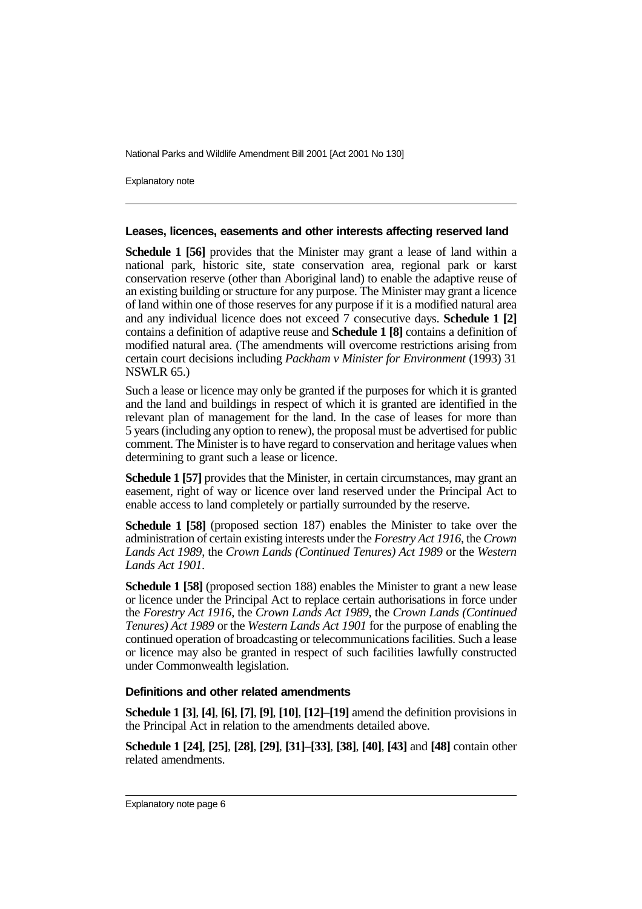### Leases, licences, easements and other interests affecting reserved land

**Schedule 1 [56]** provides that the Minister may grant a lease of land within a national park, historic site, state conservation area, regional park or karst conservation reserve (other than Aboriginal land) to enable the adaptive reuse of an existing building or structure for any purpose. The Minister may grant a licence of land within one of those reserves for any purpose if it is a modified natural area and any individual licence does not exceed 7 consecutive days. **Schedule 1 [2]** contains a definition of adaptive reuse and **Schedule 1 [8]** contains a definition of modified natural area. (The amendments will overcome restrictions arising from certain court decisions including *Packham v Minister for Environment* (1993) 31 NSWLR 65.)

Such a lease or licence may only be granted if the purposes for which it is granted and the land and buildings in respect of which it is granted are identified in the relevant plan of management for the land. In the case of leases for more than 5 years (including any option to renew), the proposal must be advertised for public comment. The Minister is to have regard to conservation and heritage values when determining to grant such a lease or licence.

**Schedule 1 [57]** provides that the Minister, in certain circumstances, may grant an easement, right of way or licence over land reserved under the Principal Act to enable access to land completely or partially surrounded by the reserve.

**Schedule 1 [58]** (proposed section 187) enables the Minister to take over the administration of certain existing interests under the *Forestry Act 1916*, the *Crown Lands Act 1989*, the *Crown Lands (Continued Tenures) Act 1989* or the *Western Lands Act 1901*.

**Schedule 1 [58]** (proposed section 188) enables the Minister to grant a new lease or licence under the Principal Act to replace certain authorisations in force under the *Forestry Act 1916*, the *Crown Lands Act 1989*, the *Crown Lands (Continued Tenures) Act 1989* or the *Western Lands Act 1901* for the purpose of enabling the continued operation of broadcasting or telecommunications facilities. Such a lease or licence may also be granted in respect of such facilities lawfully constructed under Commonwealth legislation.

### Definitions and other related amendments

**Schedule 1 [3]**, **[4]**, **[6]**, **[7]**, **[9]**, **[10]**, **[12]**–**[19]** amend the definition provisions in the Principal Act in relation to the amendments detailed above.

**Schedule 1 [24]**, **[25]**, **[28]**, **[29]**, **[31]**–**[33]**, **[38]**, **[40]**, **[43]** and **[48]** contain other related amendments.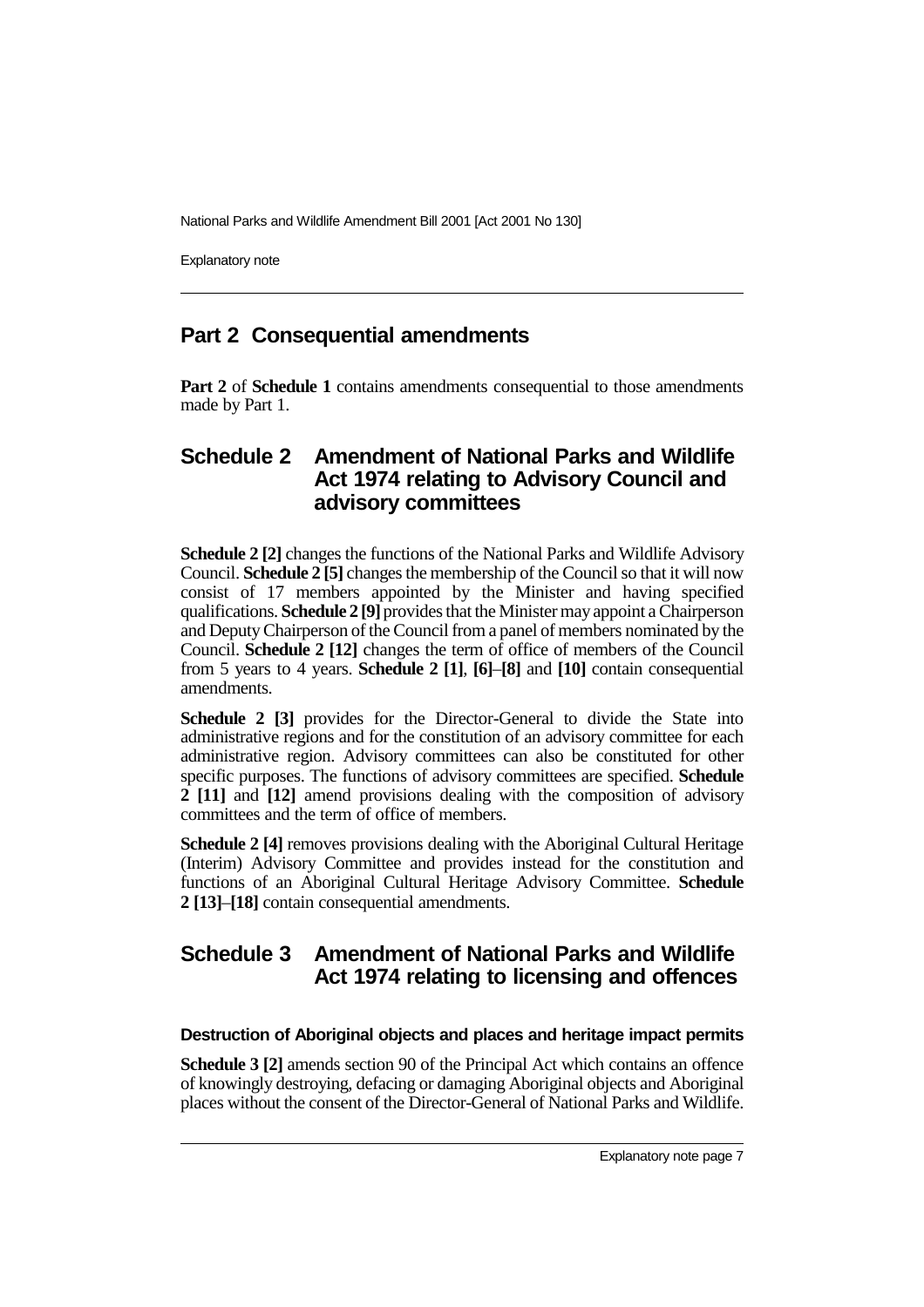## Part 2 Consequential amendments

**Part 2** of **Schedule 1** contains amendments consequential to those amendments made by Part 1.

## Schedule 2 Amendment of National Parks and Wildlife Act 1974 relating to Advisory Council and advisory committees

**Schedule 2 [2]** changes the functions of the National Parks and Wildlife Advisory Council. **Schedule 2 [5]** changes the membership of the Council so that it will now consist of 17 members appointed by the Minister and having specified qualifications. **Schedule 2 [9]** provides that the Minister may appoint a Chairperson and Deputy Chairperson of the Council from a panel of members nominated by the Council. **Schedule 2 [12]** changes the term of office of members of the Council from 5 years to 4 years. **Schedule 2 [1]**, **[6]**–**[8]** and **[10]** contain consequential amendments.

**Schedule 2 [3]** provides for the Director-General to divide the State into administrative regions and for the constitution of an advisory committee for each administrative region. Advisory committees can also be constituted for other specific purposes. The functions of advisory committees are specified. **Schedule 2 [11]** and **[12]** amend provisions dealing with the composition of advisory committees and the term of office of members.

**Schedule 2 [4]** removes provisions dealing with the Aboriginal Cultural Heritage (Interim) Advisory Committee and provides instead for the constitution and functions of an Aboriginal Cultural Heritage Advisory Committee. **Schedule 2 [13]**–**[18]** contain consequential amendments.

## Schedule 3 Amendment of National Parks and Wildlife Act 1974 relating to licensing and offences

### Destruction of Aboriginal objects and places and heritage impact permits

**Schedule 3 [2]** amends section 90 of the Principal Act which contains an offence of knowingly destroying, defacing or damaging Aboriginal objects and Aboriginal places without the consent of the Director-General of National Parks and Wildlife.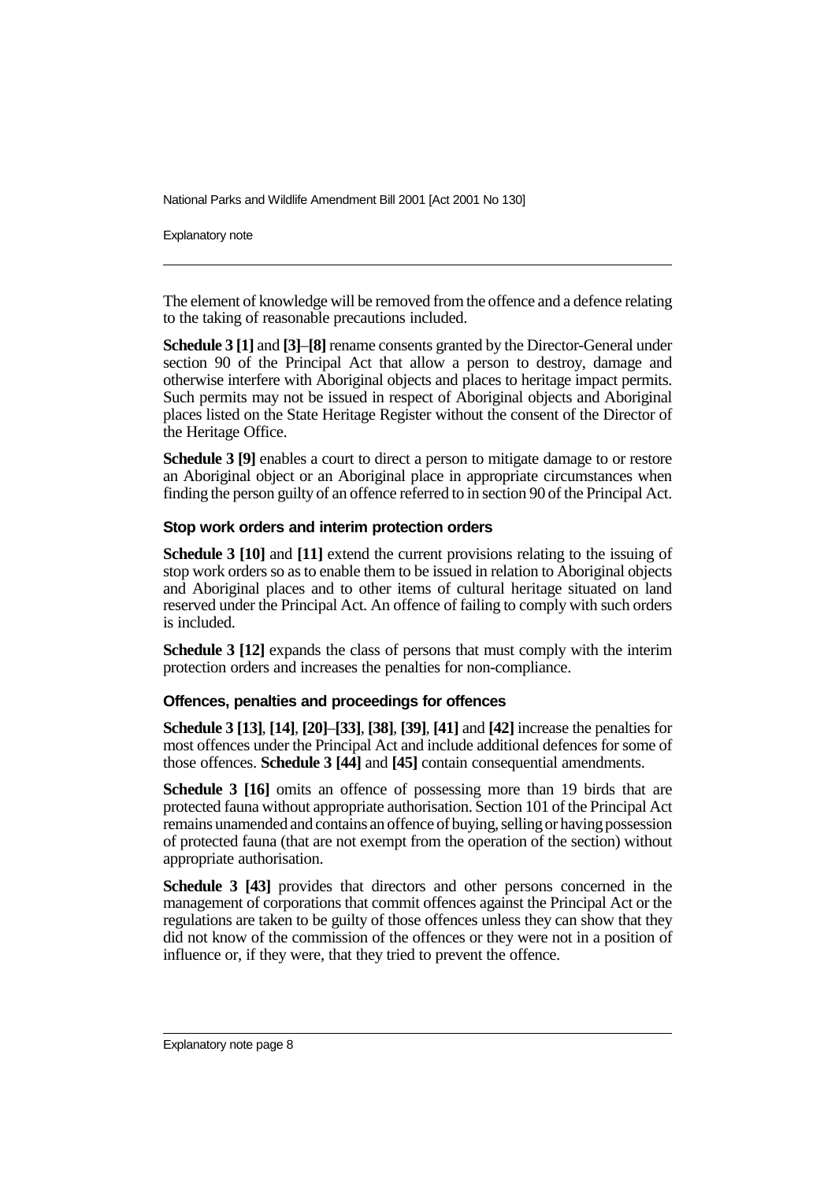The element of knowledge will be removed from the offence and a defence relating to the taking of reasonable precautions included.

**Schedule 3 [1]** and **[3]**–**[8]** rename consents granted by the Director-General under section 90 of the Principal Act that allow a person to destroy, damage and otherwise interfere with Aboriginal objects and places to heritage impact permits. Such permits may not be issued in respect of Aboriginal objects and Aboriginal places listed on the State Heritage Register without the consent of the Director of the Heritage Office.

**Schedule 3 [9]** enables a court to direct a person to mitigate damage to or restore an Aboriginal object or an Aboriginal place in appropriate circumstances when finding the person guilty of an offence referred to in section 90 of the Principal Act.

### Stop work orders and interim protection orders

**Schedule 3 [10]** and **[11]** extend the current provisions relating to the issuing of stop work orders so as to enable them to be issued in relation to Aboriginal objects and Aboriginal places and to other items of cultural heritage situated on land reserved under the Principal Act. An offence of failing to comply with such orders is included.

**Schedule 3 [12]** expands the class of persons that must comply with the interim protection orders and increases the penalties for non-compliance.

### Offences, penalties and proceedings for offences

**Schedule 3 [13]**, **[14]**, **[20]**–**[33]**, **[38]**, **[39]**, **[41]** and **[42]** increase the penalties for most offences under the Principal Act and include additional defences for some of those offences. **Schedule 3 [44]** and **[45]** contain consequential amendments.

**Schedule 3 [16]** omits an offence of possessing more than 19 birds that are protected fauna without appropriate authorisation. Section 101 of the Principal Act remains unamended and contains an offence of buying, selling or having possession of protected fauna (that are not exempt from the operation of the section) without appropriate authorisation.

**Schedule 3 [43]** provides that directors and other persons concerned in the management of corporations that commit offences against the Principal Act or the regulations are taken to be guilty of those offences unless they can show that they did not know of the commission of the offences or they were not in a position of influence or, if they were, that they tried to prevent the offence.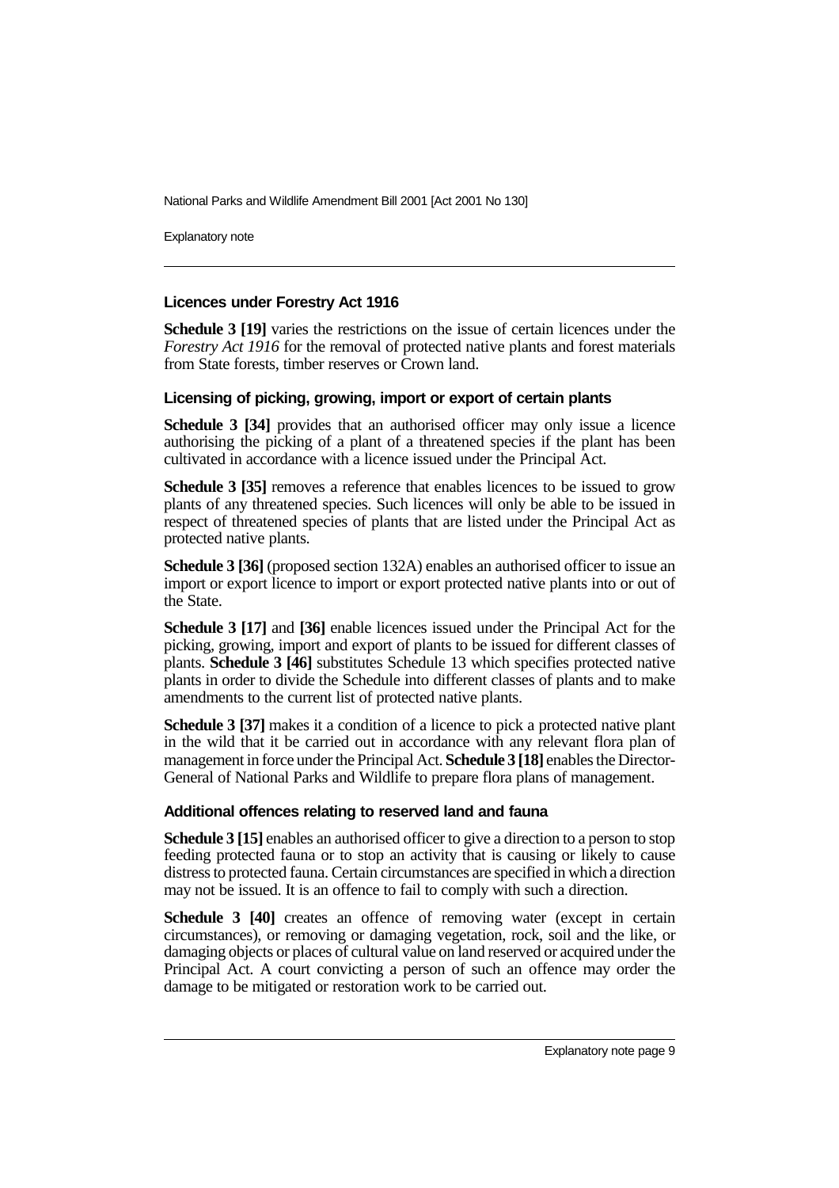### Licences under Forestry Act 1916

**Schedule 3 [19]** varies the restrictions on the issue of certain licences under the *Forestry Act 1916* for the removal of protected native plants and forest materials from State forests, timber reserves or Crown land.

### Licensing of picking, growing, import or export of certain plants

**Schedule 3 [34]** provides that an authorised officer may only issue a licence authorising the picking of a plant of a threatened species if the plant has been cultivated in accordance with a licence issued under the Principal Act.

**Schedule 3 [35]** removes a reference that enables licences to be issued to grow plants of any threatened species. Such licences will only be able to be issued in respect of threatened species of plants that are listed under the Principal Act as protected native plants.

**Schedule 3 [36]** (proposed section 132A) enables an authorised officer to issue an import or export licence to import or export protected native plants into or out of the State.

**Schedule 3 [17]** and **[36]** enable licences issued under the Principal Act for the picking, growing, import and export of plants to be issued for different classes of plants. **Schedule 3 [46]** substitutes Schedule 13 which specifies protected native plants in order to divide the Schedule into different classes of plants and to make amendments to the current list of protected native plants.

**Schedule 3 [37]** makes it a condition of a licence to pick a protected native plant in the wild that it be carried out in accordance with any relevant flora plan of management in force under the Principal Act. **Schedule 3 [18]** enables the Director-General of National Parks and Wildlife to prepare flora plans of management.

### Additional offences relating to reserved land and fauna

**Schedule 3 [15]** enables an authorised officer to give a direction to a person to stop feeding protected fauna or to stop an activity that is causing or likely to cause distress to protected fauna. Certain circumstances are specified in which a direction may not be issued. It is an offence to fail to comply with such a direction.

**Schedule 3 [40]** creates an offence of removing water (except in certain circumstances), or removing or damaging vegetation, rock, soil and the like, or damaging objects or places of cultural value on land reserved or acquired under the Principal Act. A court convicting a person of such an offence may order the damage to be mitigated or restoration work to be carried out.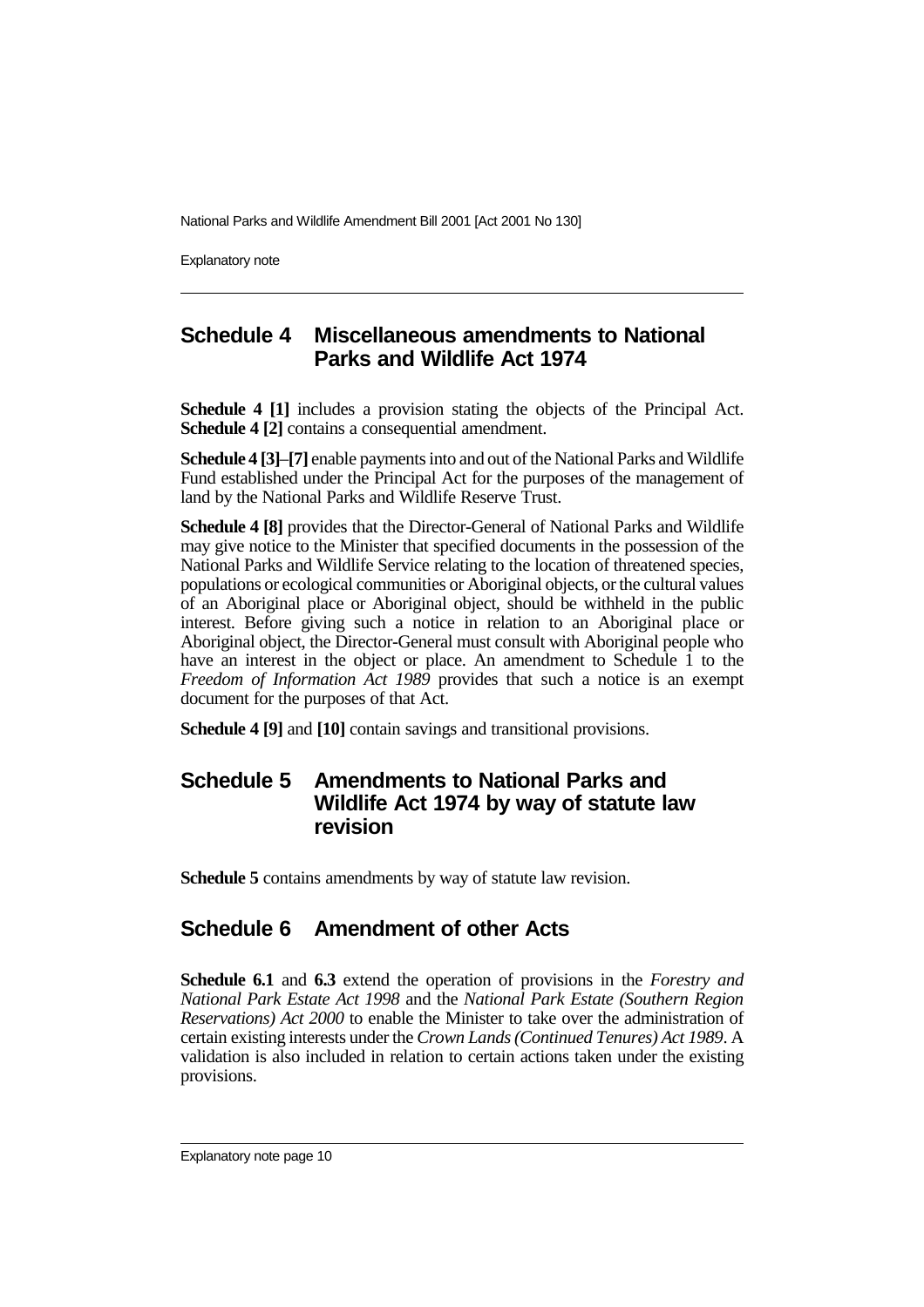## Schedule 4 Miscellaneous amendments to National Parks and Wildlife Act 1974

**Schedule 4 [1]** includes a provision stating the objects of the Principal Act. **Schedule 4 [2]** contains a consequential amendment.

**Schedule 4 [3]**–**[7]** enable payments into and out of the National Parks and Wildlife Fund established under the Principal Act for the purposes of the management of land by the National Parks and Wildlife Reserve Trust.

**Schedule 4 [8]** provides that the Director-General of National Parks and Wildlife may give notice to the Minister that specified documents in the possession of the National Parks and Wildlife Service relating to the location of threatened species, populations or ecological communities or Aboriginal objects, or the cultural values of an Aboriginal place or Aboriginal object, should be withheld in the public interest. Before giving such a notice in relation to an Aboriginal place or Aboriginal object, the Director-General must consult with Aboriginal people who have an interest in the object or place. An amendment to Schedule 1 to the *Freedom of Information Act 1989* provides that such a notice is an exempt document for the purposes of that Act.

**Schedule 4 [9]** and **[10]** contain savings and transitional provisions.

## Schedule 5 Amendments to National Parks and Wildlife Act 1974 by way of statute law revision

**Schedule 5** contains amendments by way of statute law revision.

## Schedule 6 Amendment of other Acts

**Schedule 6.1** and **6.3** extend the operation of provisions in the *Forestry and National Park Estate Act 1998* and the *National Park Estate (Southern Region Reservations) Act 2000* to enable the Minister to take over the administration of certain existing interests under the *Crown Lands (Continued Tenures) Act 1989*. A validation is also included in relation to certain actions taken under the existing provisions.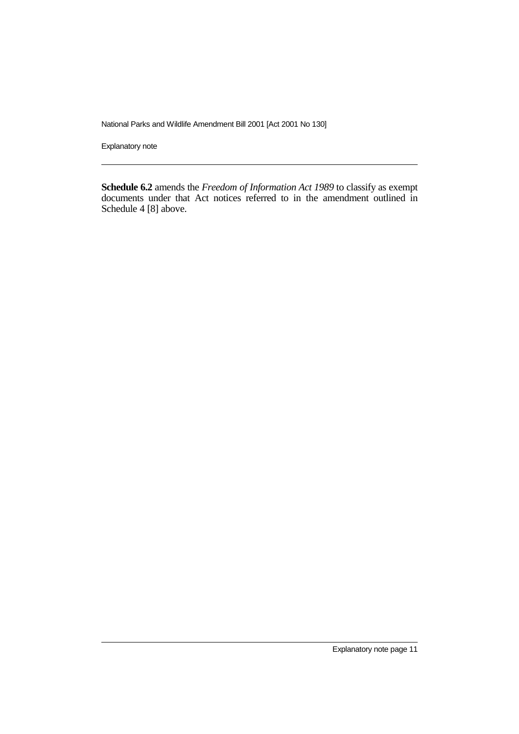**Schedule 6.2** amends the *Freedom of Information Act 1989* to classify as exempt documents under that Act notices referred to in the amendment outlined in Schedule 4 [8] above.